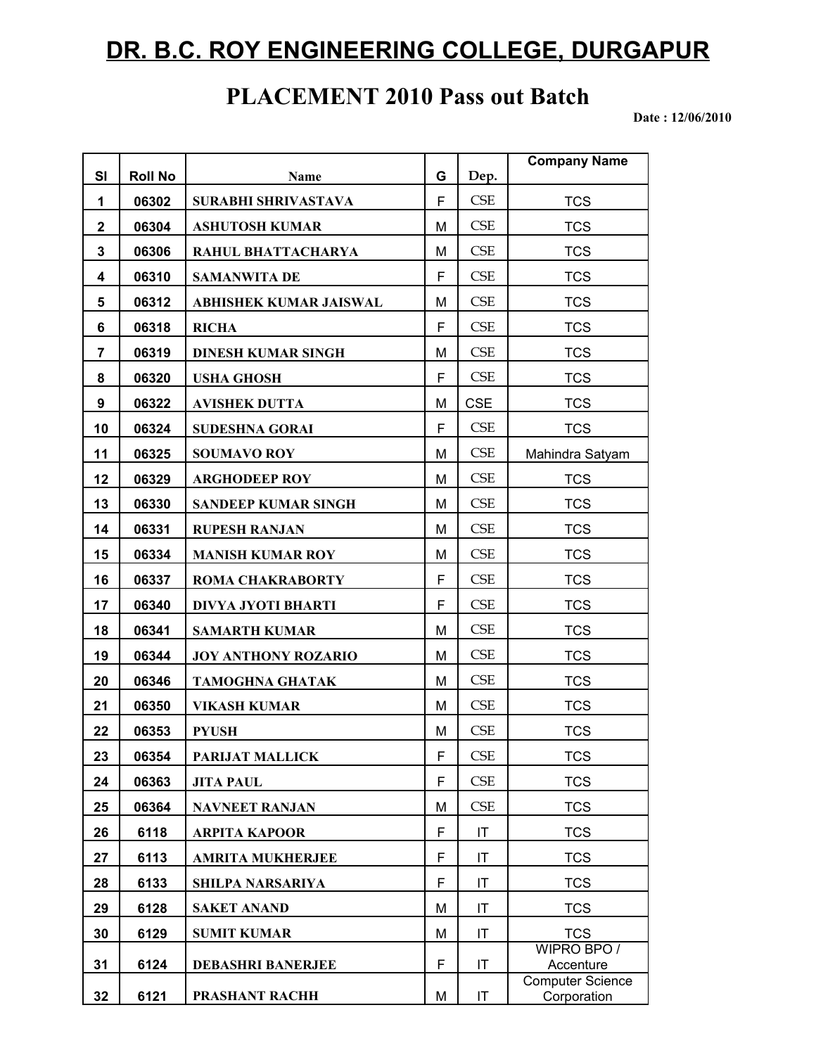# DR. B.C. ROY ENGINEERING COLLEGE, DURGAPUR

## PLACEMENT 2010 Pass out Batch

**Date : 12/06/2010**

| Sl | Roll No | Name | G | Dep. | Company Name |
|---|---|---|---|---|---|
| 1 | 06302 | SURABHI SHRIVASTAVA | F | CSE | TCS |
| 2 | 06304 | ASHUTOSH KUMAR | M | CSE | TCS |
| 3 | 06306 | RAHUL BHATTACHARYA | M | CSE | TCS |
| 4 | 06310 | SAMANWITA DE | F | CSE | TCS |
| 5 | 06312 | ABHISHEK KUMAR JAISWAL | M | CSE | TCS |
| 6 | 06318 | RICHA | F | CSE | TCS |
| 7 | 06319 | DINESH KUMAR SINGH | M | CSE | TCS |
| 8 | 06320 | USHA GHOSH | F | CSE | TCS |
| 9 | 06322 | AVISHEK DUTTA | M | CSE | TCS |
| 10 | 06324 | SUDESHNA GORAI | F | CSE | TCS |
| 11 | 06325 | SOUMAVO ROY | M | CSE | Mahindra Satyam |
| 12 | 06329 | ARGHODEEP ROY | M | CSE | TCS |
| 13 | 06330 | SANDEEP KUMAR SINGH | M | CSE | TCS |
| 14 | 06331 | RUPESH RANJAN | M | CSE | TCS |
| 15 | 06334 | MANISH KUMAR ROY | M | CSE | TCS |
| 16 | 06337 | ROMA CHAKRABORTY | F | CSE | TCS |
| 17 | 06340 | DIVYA JYOTI BHARTI | F | CSE | TCS |
| 18 | 06341 | SAMARTH KUMAR | M | CSE | TCS |
| 19 | 06344 | JOY ANTHONY ROZARIO | M | CSE | TCS |
| 20 | 06346 | TAMOGHNA GHATAK | M | CSE | TCS |
| 21 | 06350 | VIKASH KUMAR | M | CSE | TCS |
| 22 | 06353 | PYUSH | M | CSE | TCS |
| 23 | 06354 | PARIJAT MALLICK | F | CSE | TCS |
| 24 | 06363 | JITA PAUL | F | CSE | TCS |
| 25 | 06364 | NAVNEET RANJAN | M | CSE | TCS |
| 26 | 6118 | ARPITA KAPOOR | F | IT | TCS |
| 27 | 6113 | AMRITA MUKHERJEE | F | IT | TCS |
| 28 | 6133 | SHILPA NARSARIYA | F | IT | TCS |
| 29 | 6128 | SAKET ANAND | M | IT | TCS |
| 30 | 6129 | SUMIT KUMAR | M | IT | TCS |
| 31 | 6124 | DEBASHRI BANERJEE | F | IT | WIPRO BPO / Accenture |
| 32 | 6121 | PRASHANT RACHH | M | IT | Computer Science Corporation |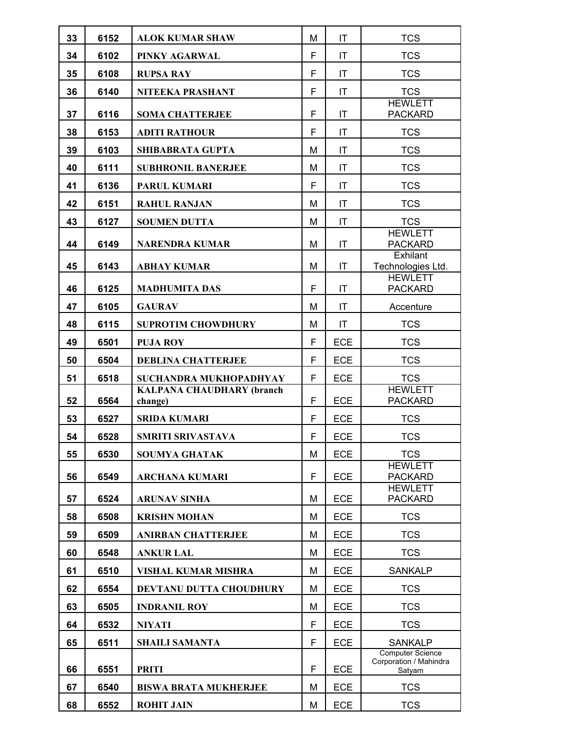| | | | | | |
|---|---|---|---|---|---|
| 33 | 6152 | **ALOK KUMAR SHAW** | M | IT | TCS |
| 34 | 6102 | **PINKY AGARWAL** | F | IT | TCS |
| 35 | 6108 | **RUPSA RAY** | F | IT | TCS |
| 36 | 6140 | **NITEEKA PRASHANT** | F | IT | TCS |
| 37 | 6116 | **SOMA CHATTERJEE** | F | IT | HEWLETT PACKARD |
| 38 | 6153 | **ADITI RATHOUR** | F | IT | TCS |
| 39 | 6103 | **SHIBABRATA GUPTA** | M | IT | TCS |
| 40 | 6111 | **SUBHRONIL BANERJEE** | M | IT | TCS |
| 41 | 6136 | **PARUL KUMARI** | F | IT | TCS |
| 42 | 6151 | **RAHUL RANJAN** | M | IT | TCS |
| 43 | 6127 | **SOUMEN DUTTA** | M | IT | TCS |
| 44 | 6149 | **NARENDRA KUMAR** | M | IT | HEWLETT PACKARD |
| 45 | 6143 | **ABHAY KUMAR** | M | IT | Exhilant Technologies Ltd. |
| 46 | 6125 | **MADHUMITA DAS** | F | IT | HEWLETT PACKARD |
| 47 | 6105 | **GAURAV** | M | IT | Accenture |
| 48 | 6115 | **SUPROTIM CHOWDHURY** | M | IT | TCS |
| 49 | 6501 | **PUJA ROY** | F | ECE | TCS |
| 50 | 6504 | **DEBLINA CHATTERJEE** | F | ECE | TCS |
| 51 | 6518 | **SUCHANDRA MUKHOPADHYAY** | F | ECE | TCS |
| 52 | 6564 | **KALPANA CHAUDHARY (branch change)** | F | ECE | HEWLETT PACKARD |
| 53 | 6527 | **SRIDA KUMARI** | F | ECE | TCS |
| 54 | 6528 | **SMRITI SRIVASTAVA** | F | ECE | TCS |
| 55 | 6530 | **SOUMYA GHATAK** | M | ECE | TCS |
| 56 | 6549 | **ARCHANA KUMARI** | F | ECE | HEWLETT PACKARD |
| 57 | 6524 | **ARUNAV SINHA** | M | ECE | HEWLETT PACKARD |
| 58 | 6508 | **KRISHN MOHAN** | M | ECE | TCS |
| 59 | 6509 | **ANIRBAN CHATTERJEE** | M | ECE | TCS |
| 60 | 6548 | **ANKUR LAL** | M | ECE | TCS |
| 61 | 6510 | **VISHAL KUMAR MISHRA** | M | ECE | SANKALP |
| 62 | 6554 | **DEVTANU DUTTA CHOUDHURY** | M | ECE | TCS |
| 63 | 6505 | **INDRANIL ROY** | M | ECE | TCS |
| 64 | 6532 | **NIYATI** | F | ECE | TCS |
| 65 | 6511 | **SHAILI SAMANTA** | F | ECE | SANKALP |
| 66 | 6551 | **PRITI** | F | ECE | Computer Science Corporation / Mahindra Satyam |
| 67 | 6540 | **BISWA BRATA MUKHERJEE** | M | ECE | TCS |
| 68 | 6552 | **ROHIT JAIN** | M | ECE | TCS |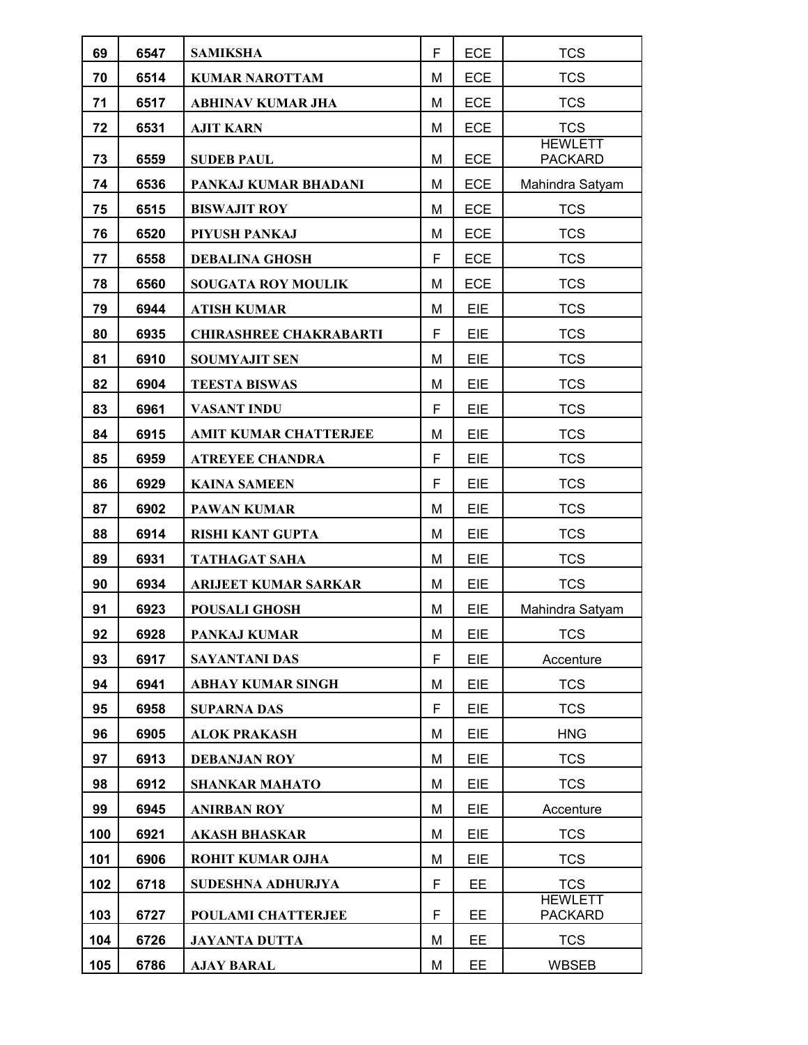| 69 | 6547 | SAMIKSHA | F | ECE | TCS |
|---|---|---|---|---|---|
| 70 | 6514 | KUMAR NAROTTAM | M | ECE | TCS |
| 71 | 6517 | ABHINAV KUMAR JHA | M | ECE | TCS |
| 72 | 6531 | AJIT KARN | M | ECE | TCS |
| 73 | 6559 | SUDEB PAUL | M | ECE | HEWLETT PACKARD |
| 74 | 6536 | PANKAJ KUMAR BHADANI | M | ECE | Mahindra Satyam |
| 75 | 6515 | BISWAJIT ROY | M | ECE | TCS |
| 76 | 6520 | PIYUSH PANKAJ | M | ECE | TCS |
| 77 | 6558 | DEBALINA GHOSH | F | ECE | TCS |
| 78 | 6560 | SOUGATA ROY MOULIK | M | ECE | TCS |
| 79 | 6944 | ATISH KUMAR | M | EIE | TCS |
| 80 | 6935 | CHIRASHREE CHAKRABARTI | F | EIE | TCS |
| 81 | 6910 | SOUMYAJIT SEN | M | EIE | TCS |
| 82 | 6904 | TEESTA BISWAS | M | EIE | TCS |
| 83 | 6961 | VASANT INDU | F | EIE | TCS |
| 84 | 6915 | AMIT KUMAR CHATTERJEE | M | EIE | TCS |
| 85 | 6959 | ATREYEE CHANDRA | F | EIE | TCS |
| 86 | 6929 | KAINA SAMEEN | F | EIE | TCS |
| 87 | 6902 | PAWAN KUMAR | M | EIE | TCS |
| 88 | 6914 | RISHI KANT GUPTA | M | EIE | TCS |
| 89 | 6931 | TATHAGAT SAHA | M | EIE | TCS |
| 90 | 6934 | ARIJEET KUMAR SARKAR | M | EIE | TCS |
| 91 | 6923 | POUSALI GHOSH | M | EIE | Mahindra Satyam |
| 92 | 6928 | PANKAJ KUMAR | M | EIE | TCS |
| 93 | 6917 | SAYANTANI DAS | F | EIE | Accenture |
| 94 | 6941 | ABHAY KUMAR SINGH | M | EIE | TCS |
| 95 | 6958 | SUPARNA DAS | F | EIE | TCS |
| 96 | 6905 | ALOK PRAKASH | M | EIE | HNG |
| 97 | 6913 | DEBANJAN ROY | M | EIE | TCS |
| 98 | 6912 | SHANKAR MAHATO | M | EIE | TCS |
| 99 | 6945 | ANIRBAN ROY | M | EIE | Accenture |
| 100 | 6921 | AKASH BHASKAR | M | EIE | TCS |
| 101 | 6906 | ROHIT KUMAR OJHA | M | EIE | TCS |
| 102 | 6718 | SUDESHNA ADHURJYA | F | EE | TCS |
| 103 | 6727 | POULAMI CHATTERJEE | F | EE | HEWLETT PACKARD |
| 104 | 6726 | JAYANTA DUTTA | M | EE | TCS |
| 105 | 6786 | AJAY BARAL | M | EE | WBSEB |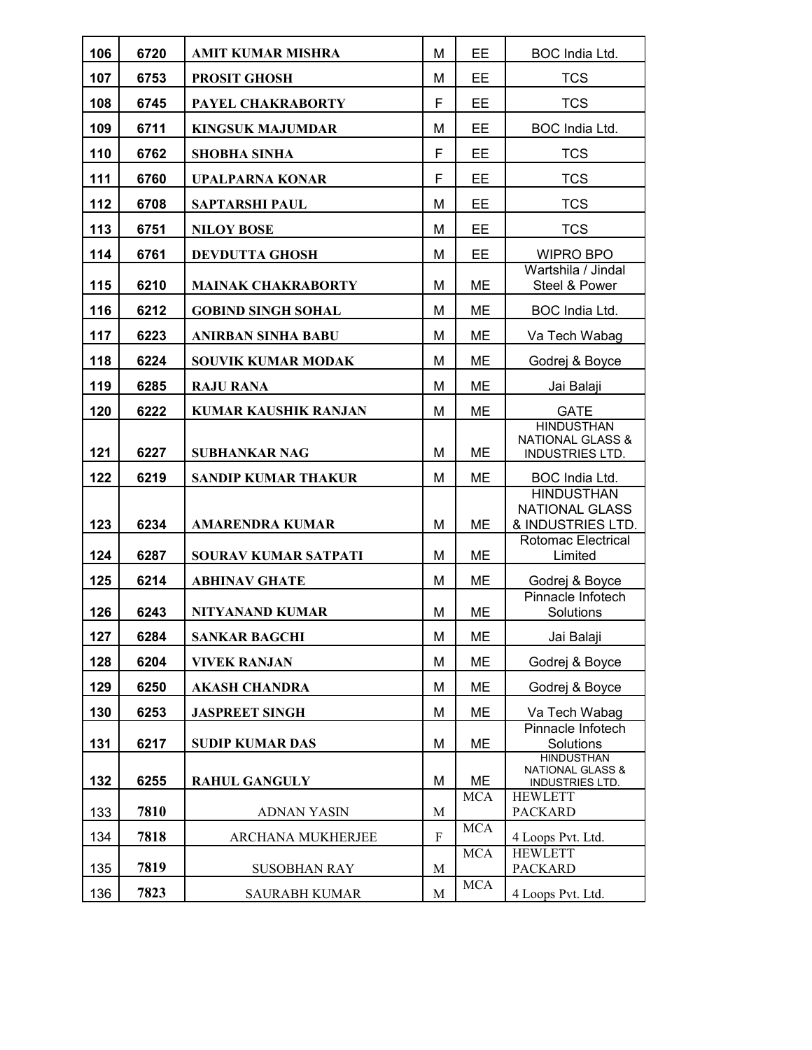| | | | | | |
|---|---|---|---|---|---|
| 106 | 6720 | AMIT KUMAR MISHRA | M | EE | BOC India Ltd. |
| 107 | 6753 | PROSIT GHOSH | M | EE | TCS |
| 108 | 6745 | PAYEL CHAKRABORTY | F | EE | TCS |
| 109 | 6711 | KINGSUK MAJUMDAR | M | EE | BOC India Ltd. |
| 110 | 6762 | SHOBHA SINHA | F | EE | TCS |
| 111 | 6760 | UPALPARNA KONAR | F | EE | TCS |
| 112 | 6708 | SAPTARSHI PAUL | M | EE | TCS |
| 113 | 6751 | NILOY BOSE | M | EE | TCS |
| 114 | 6761 | DEVDUTTA GHOSH | M | EE | WIPRO BPO |
| 115 | 6210 | MAINAK CHAKRABORTY | M | ME | Wartshila / Jindal Steel & Power |
| 116 | 6212 | GOBIND SINGH SOHAL | M | ME | BOC India Ltd. |
| 117 | 6223 | ANIRBAN SINHA BABU | M | ME | Va Tech Wabag |
| 118 | 6224 | SOUVIK KUMAR MODAK | M | ME | Godrej & Boyce |
| 119 | 6285 | RAJU RANA | M | ME | Jai Balaji |
| 120 | 6222 | KUMAR KAUSHIK RANJAN | M | ME | GATE |
| 121 | 6227 | SUBHANKAR NAG | M | ME | HINDUSTHAN NATIONAL GLASS & INDUSTRIES LTD. |
| 122 | 6219 | SANDIP KUMAR THAKUR | M | ME | BOC India Ltd. |
| 123 | 6234 | AMARENDRA KUMAR | M | ME | HINDUSTHAN NATIONAL GLASS & INDUSTRIES LTD. |
| 124 | 6287 | SOURAV KUMAR SATPATI | M | ME | Rotomac Electrical Limited |
| 125 | 6214 | ABHINAV GHATE | M | ME | Godrej & Boyce |
| 126 | 6243 | NITYANAND KUMAR | M | ME | Pinnacle Infotech Solutions |
| 127 | 6284 | SANKAR BAGCHI | M | ME | Jai Balaji |
| 128 | 6204 | VIVEK RANJAN | M | ME | Godrej & Boyce |
| 129 | 6250 | AKASH CHANDRA | M | ME | Godrej & Boyce |
| 130 | 6253 | JASPREET SINGH | M | ME | Va Tech Wabag |
| 131 | 6217 | SUDIP KUMAR DAS | M | ME | Pinnacle Infotech Solutions |
| 132 | 6255 | RAHUL GANGULY | M | ME | HINDUSTHAN NATIONAL GLASS & INDUSTRIES LTD. |
| 133 | 7810 | ADNAN YASIN | M | MCA | HEWLETT PACKARD |
| 134 | 7818 | ARCHANA MUKHERJEE | F | MCA | 4 Loops Pvt. Ltd. |
| 135 | 7819 | SUSOBHAN RAY | M | MCA | HEWLETT PACKARD |
| 136 | 7823 | SAURABH KUMAR | M | MCA | 4 Loops Pvt. Ltd. |